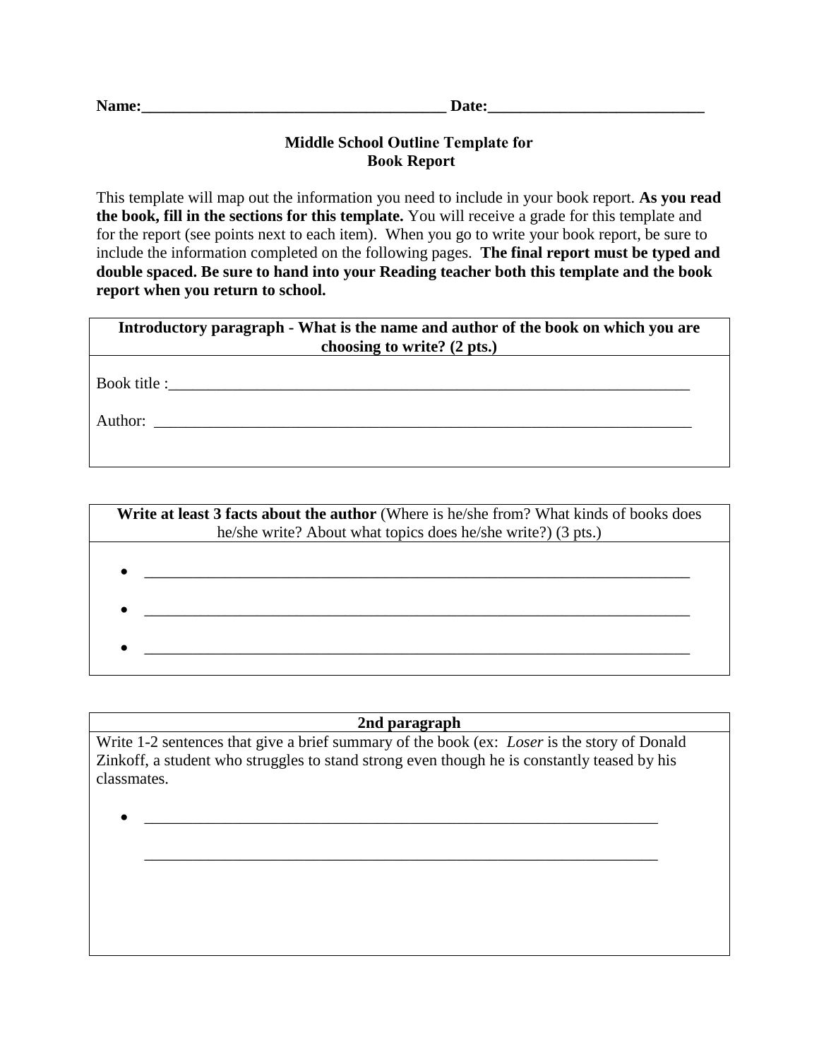**Name:\_\_\_\_\_\_\_\_\_\_\_\_\_\_\_\_\_\_\_\_\_\_\_\_\_\_\_\_\_\_\_\_\_\_\_\_\_\_ Date:\_\_\_\_\_\_\_\_\_\_\_\_\_\_\_\_\_\_\_\_\_\_\_\_\_\_\_\_**

## Middle School Outline Template for Book Report

This template will map out the information you need to include in your book report. **As you read the book, fill in the sections for this template.** You will receive a grade for this template and for the report (see points next to each item). When you go to write your book report, be sure to include the information completed on the following pages. **The final report must be typed and double spaced. Be sure to hand into your Reading teacher both this template and the book report when you return to school.**

| **Introductory paragraph - What is the name and author of the book on which you are choosing to write? (2 pts.)** |
|---|
| Book title :\_\_\_\_\_\_\_\_\_\_\_\_\_\_\_\_\_\_\_\_\_\_\_\_\_\_\_\_\_\_\_\_\_\_\_\_\_\_\_\_\_\_\_\_\_\_\_\_\_\_\_\_\_\_\_\_\_\_\_\_\_\_\_\_\_\_\_\_<br><br>Author: \_\_\_\_\_\_\_\_\_\_\_\_\_\_\_\_\_\_\_\_\_\_\_\_\_\_\_\_\_\_\_\_\_\_\_\_\_\_\_\_\_\_\_\_\_\_\_\_\_\_\_\_\_\_\_\_\_\_\_\_\_\_\_\_\_\_\_\_\_\_ |

| **Write at least 3 facts about the author** (Where is he/she from? What kinds of books does he/she write? About what topics does he/she write?) (3 pts.) |
|---|
| • \_\_\_\_\_\_\_\_\_\_\_\_\_\_\_\_\_\_\_\_\_\_\_\_\_\_\_\_\_\_\_\_\_\_\_\_\_\_\_\_\_\_\_\_\_\_\_\_\_\_\_\_\_\_\_\_\_\_\_\_\_\_\_\_\_\_\_\_\_\_<br>• \_\_\_\_\_\_\_\_\_\_\_\_\_\_\_\_\_\_\_\_\_\_\_\_\_\_\_\_\_\_\_\_\_\_\_\_\_\_\_\_\_\_\_\_\_\_\_\_\_\_\_\_\_\_\_\_\_\_\_\_\_\_\_\_\_\_\_\_\_\_<br>• \_\_\_\_\_\_\_\_\_\_\_\_\_\_\_\_\_\_\_\_\_\_\_\_\_\_\_\_\_\_\_\_\_\_\_\_\_\_\_\_\_\_\_\_\_\_\_\_\_\_\_\_\_\_\_\_\_\_\_\_\_\_\_\_\_\_\_\_\_\_ |

| **2nd paragraph** |
|---|
| Write 1-2 sentences that give a brief summary of the book (ex: *Loser* is the story of Donald Zinkoff, a student who struggles to stand strong even though he is constantly teased by his classmates.<br><br>• \_\_\_\_\_\_\_\_\_\_\_\_\_\_\_\_\_\_\_\_\_\_\_\_\_\_\_\_\_\_\_\_\_\_\_\_\_\_\_\_\_\_\_\_\_\_\_\_\_\_\_\_\_\_\_\_\_\_\_\_\_\_\_\_\_\_<br>\_\_\_\_\_\_\_\_\_\_\_\_\_\_\_\_\_\_\_\_\_\_\_\_\_\_\_\_\_\_\_\_\_\_\_\_\_\_\_\_\_\_\_\_\_\_\_\_\_\_\_\_\_\_\_\_\_\_\_\_\_\_\_\_\_\_ |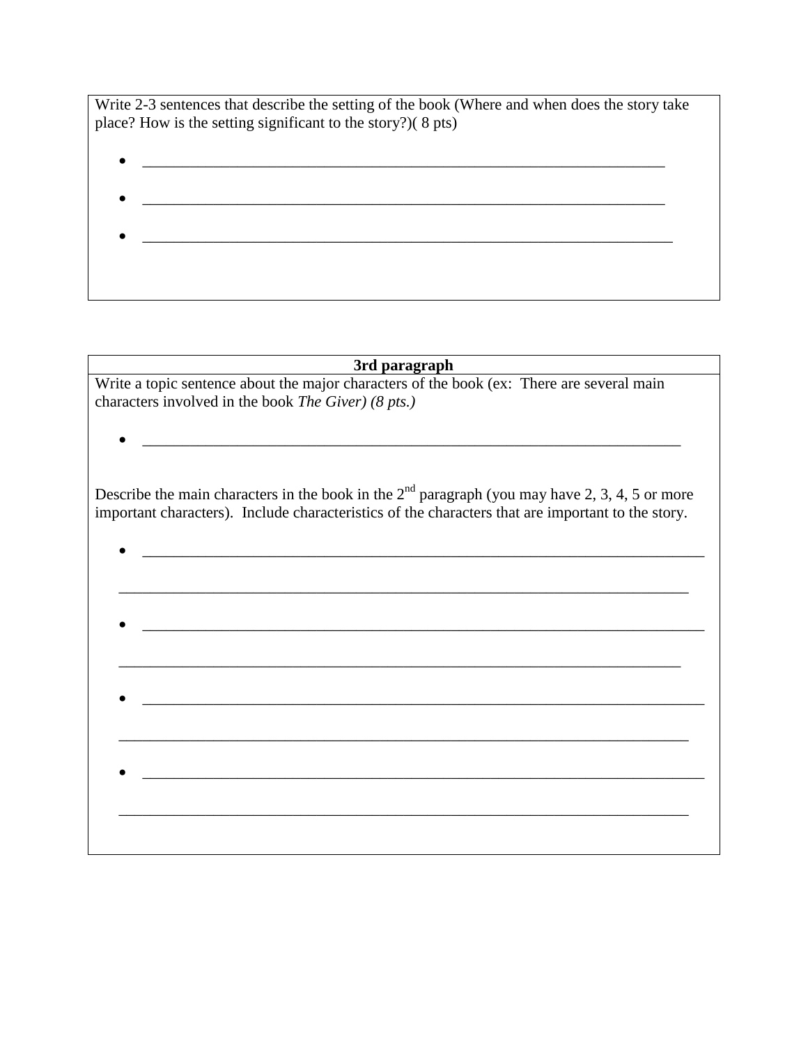Write 2-3 sentences that describe the setting of the book (Where and when does the story take place? How is the setting significant to the story?)( 8 pts)

- ____________________________________________________________________
- ____________________________________________________________________
- _____________________________________________________________________

**3rd paragraph**

Write a topic sentence about the major characters of the book (ex: There are several main characters involved in the book *The Giver) (8 pts.)*

- ______________________________________________________________________

Describe the main characters in the book in the 2nd paragraph (you may have 2, 3, 4, 5 or more important characters). Include characteristics of the characters that are important to the story.

- _________________________________________________________________________

  ___________________________________________________________________________
- _________________________________________________________________________

  __________________________________________________________________________
- _________________________________________________________________________

  ___________________________________________________________________________
- _________________________________________________________________________

  ___________________________________________________________________________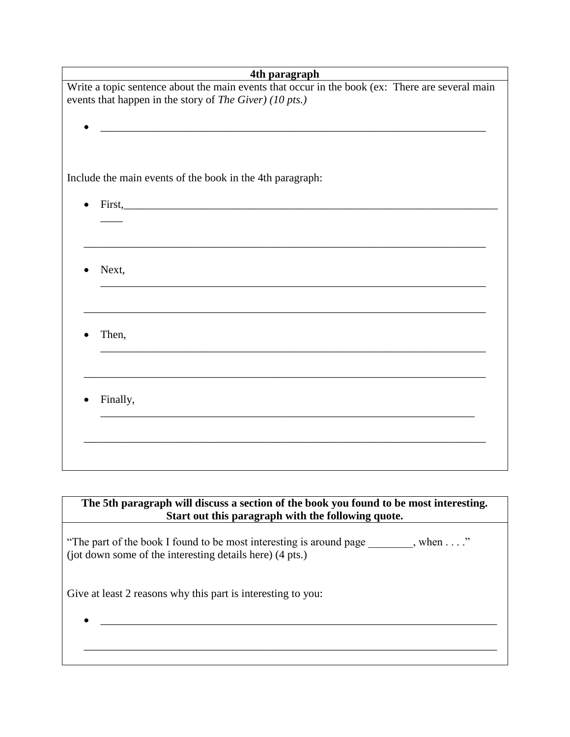**4th paragraph**

Write a topic sentence about the main events that occur in the book (ex: There are several main events that happen in the story of *The Giver) (10 pts.)*

- ___________________________________________________________________________

Include the main events of the book in the 4th paragraph:

- First,________________________________________________________________________

___________________________________________________________________________

- Next, ______________________________________________________________________

___________________________________________________________________________

- Then, ______________________________________________________________________

___________________________________________________________________________

- Finally, ____________________________________________________________________

___________________________________________________________________________

**The 5th paragraph will discuss a section of the book you found to be most interesting. Start out this paragraph with the following quote.**

"The part of the book I found to be most interesting is around page ________, when . . . ." (jot down some of the interesting details here) (4 pts.)

Give at least 2 reasons why this part is interesting to you:

- ___________________________________________________________________________

___________________________________________________________________________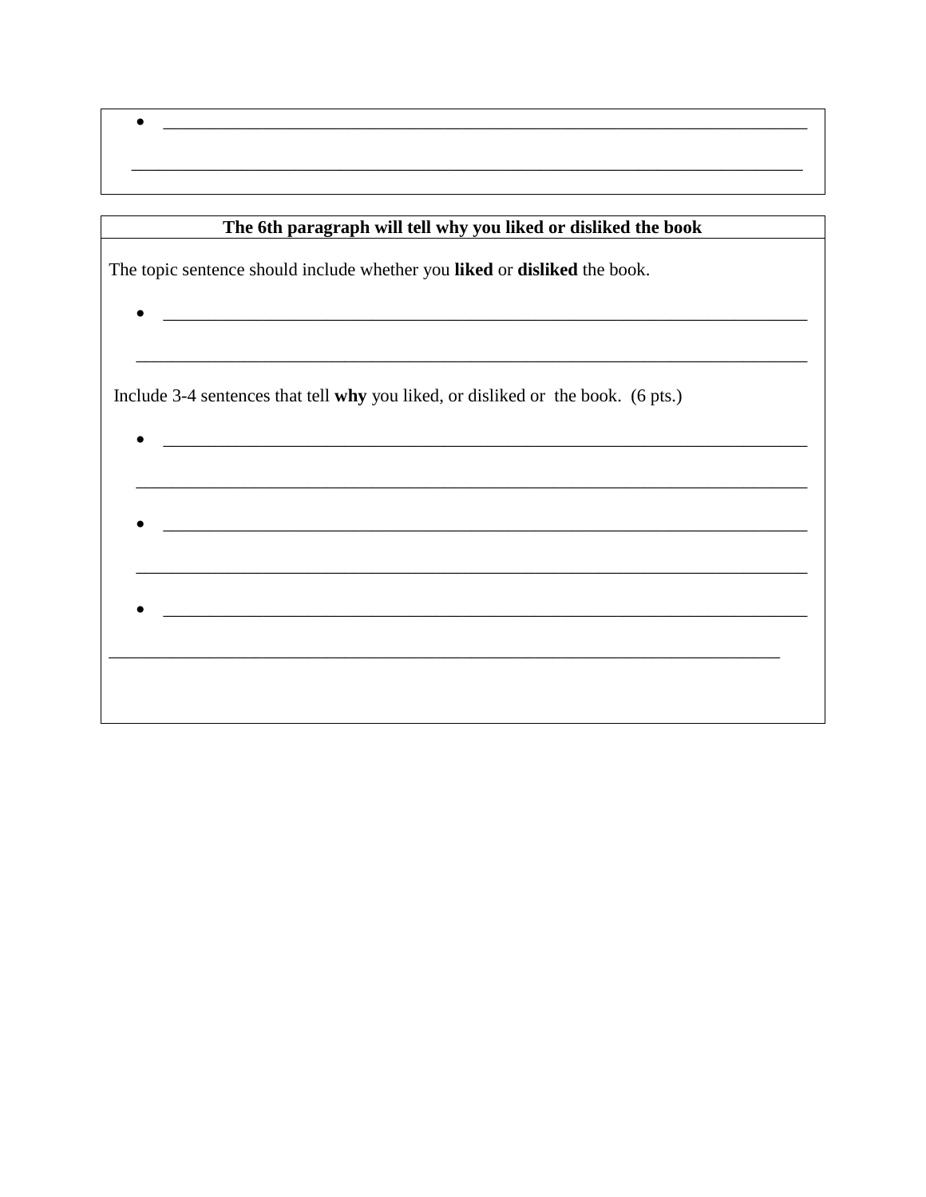- ___________________________________________________________________________

___________________________________________________________________________

**The 6th paragraph will tell why you liked or disliked the book**

The topic sentence should include whether you **liked** or **disliked** the book.

- ___________________________________________________________________________

___________________________________________________________________________

Include 3-4 sentences that tell **why** you liked, or disliked or the book. (6 pts.)

- ___________________________________________________________________________

___________________________________________________________________________

- ___________________________________________________________________________

___________________________________________________________________________

- ___________________________________________________________________________

___________________________________________________________________________